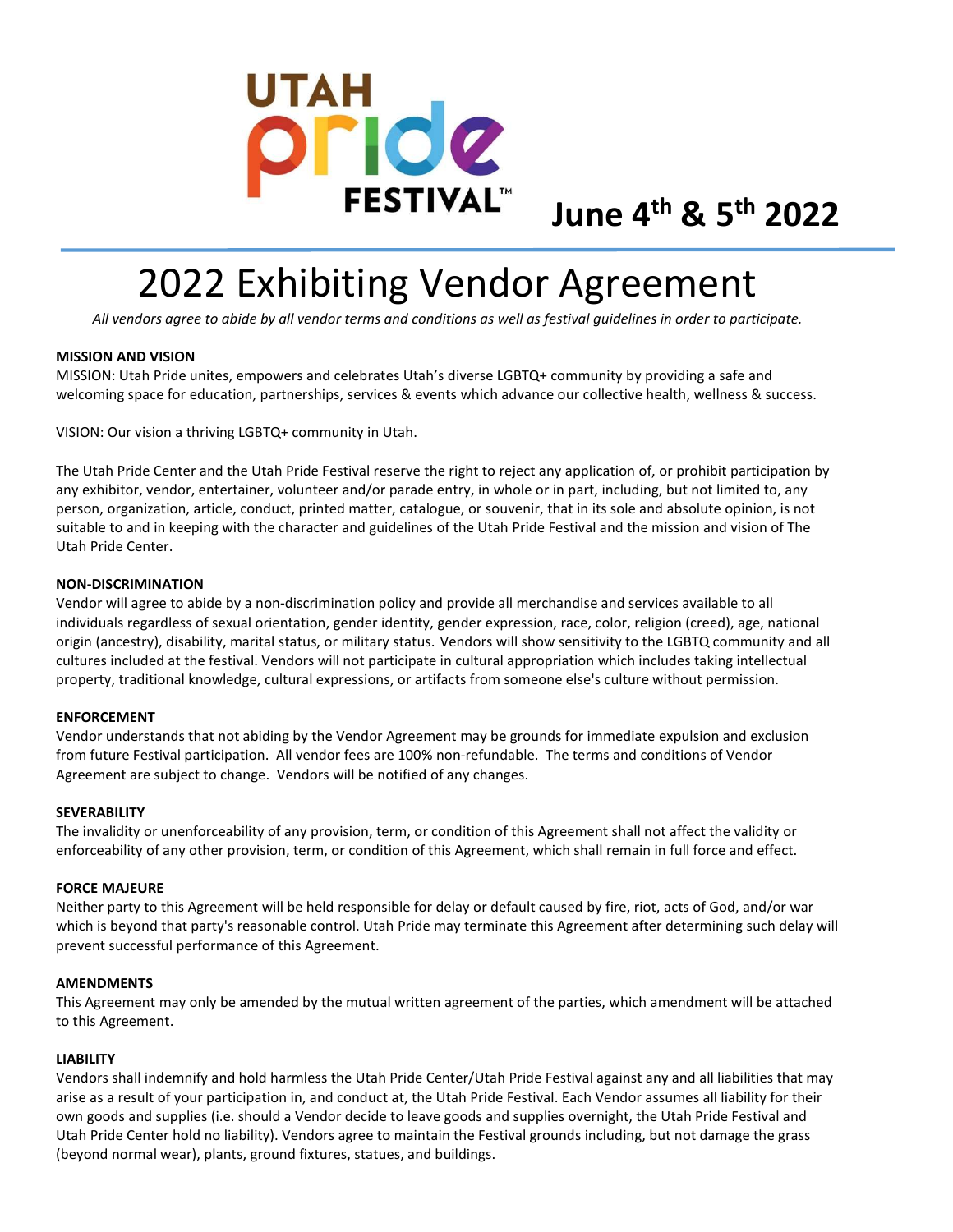UTAH pride FESTIVAL™

**June 4th & 5th 2022**

# 2022 Exhibiting Vendor Agreement

*All vendors agree to abide by all vendor terms and conditions as well as festival guidelines in order to participate.*

**MISSION AND VISION**

MISSION: Utah Pride unites, empowers and celebrates Utah's diverse LGBTQ+ community by providing a safe and welcoming space for education, partnerships, services & events which advance our collective health, wellness & success.

VISION: Our vision a thriving LGBTQ+ community in Utah.

The Utah Pride Center and the Utah Pride Festival reserve the right to reject any application of, or prohibit participation by any exhibitor, vendor, entertainer, volunteer and/or parade entry, in whole or in part, including, but not limited to, any person, organization, article, conduct, printed matter, catalogue, or souvenir, that in its sole and absolute opinion, is not suitable to and in keeping with the character and guidelines of the Utah Pride Festival and the mission and vision of The Utah Pride Center.

**NON-DISCRIMINATION**

Vendor will agree to abide by a non-discrimination policy and provide all merchandise and services available to all individuals regardless of sexual orientation, gender identity, gender expression, race, color, religion (creed), age, national origin (ancestry), disability, marital status, or military status. Vendors will show sensitivity to the LGBTQ community and all cultures included at the festival. Vendors will not participate in cultural appropriation which includes taking intellectual property, traditional knowledge, cultural expressions, or artifacts from someone else's culture without permission.

**ENFORCEMENT**

Vendor understands that not abiding by the Vendor Agreement may be grounds for immediate expulsion and exclusion from future Festival participation. All vendor fees are 100% non-refundable. The terms and conditions of Vendor Agreement are subject to change. Vendors will be notified of any changes.

**SEVERABILITY**

The invalidity or unenforceability of any provision, term, or condition of this Agreement shall not affect the validity or enforceability of any other provision, term, or condition of this Agreement, which shall remain in full force and effect.

**FORCE MAJEURE**

Neither party to this Agreement will be held responsible for delay or default caused by fire, riot, acts of God, and/or war which is beyond that party's reasonable control. Utah Pride may terminate this Agreement after determining such delay will prevent successful performance of this Agreement.

**AMENDMENTS**

This Agreement may only be amended by the mutual written agreement of the parties, which amendment will be attached to this Agreement.

**LIABILITY**

Vendors shall indemnify and hold harmless the Utah Pride Center/Utah Pride Festival against any and all liabilities that may arise as a result of your participation in, and conduct at, the Utah Pride Festival. Each Vendor assumes all liability for their own goods and supplies (i.e. should a Vendor decide to leave goods and supplies overnight, the Utah Pride Festival and Utah Pride Center hold no liability). Vendors agree to maintain the Festival grounds including, but not damage the grass (beyond normal wear), plants, ground fixtures, statues, and buildings.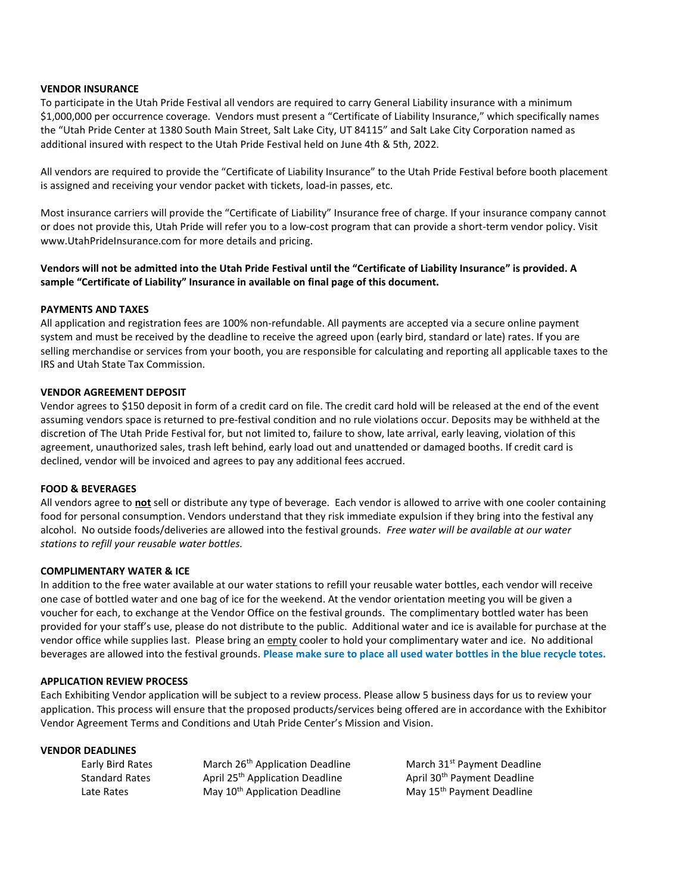**VENDOR INSURANCE**

To participate in the Utah Pride Festival all vendors are required to carry General Liability insurance with a minimum $1,000,000 per occurrence coverage. Vendors must present a "Certificate of Liability Insurance," which specifically names the "Utah Pride Center at 1380 South Main Street, Salt Lake City, UT 84115" and Salt Lake City Corporation named as additional insured with respect to the Utah Pride Festival held on June 4th & 5th, 2022.

All vendors are required to provide the "Certificate of Liability Insurance" to the Utah Pride Festival before booth placement is assigned and receiving your vendor packet with tickets, load-in passes, etc.

Most insurance carriers will provide the "Certificate of Liability" Insurance free of charge. If your insurance company cannot or does not provide this, Utah Pride will refer you to a low-cost program that can provide a short-term vendor policy. Visit www.UtahPrideInsurance.com for more details and pricing.

**Vendors will not be admitted into the Utah Pride Festival until the "Certificate of Liability Insurance" is provided. A sample "Certificate of Liability" Insurance in available on final page of this document.**

**PAYMENTS AND TAXES**

All application and registration fees are 100% non-refundable. All payments are accepted via a secure online payment system and must be received by the deadline to receive the agreed upon (early bird, standard or late) rates. If you are selling merchandise or services from your booth, you are responsible for calculating and reporting all applicable taxes to the IRS and Utah State Tax Commission.

**VENDOR AGREEMENT DEPOSIT**

Vendor agrees to $150 deposit in form of a credit card on file. The credit card hold will be released at the end of the event assuming vendors space is returned to pre-festival condition and no rule violations occur. Deposits may be withheld at the discretion of The Utah Pride Festival for, but not limited to, failure to show, late arrival, early leaving, violation of this agreement, unauthorized sales, trash left behind, early load out and unattended or damaged booths. If credit card is declined, vendor will be invoiced and agrees to pay any additional fees accrued.

**FOOD & BEVERAGES**

All vendors agree to **not** sell or distribute any type of beverage. Each vendor is allowed to arrive with one cooler containing food for personal consumption. Vendors understand that they risk immediate expulsion if they bring into the festival any alcohol. No outside foods/deliveries are allowed into the festival grounds. *Free water will be available at our water stations to refill your reusable water bottles.*

**COMPLIMENTARY WATER & ICE**

In addition to the free water available at our water stations to refill your reusable water bottles, each vendor will receive one case of bottled water and one bag of ice for the weekend. At the vendor orientation meeting you will be given a voucher for each, to exchange at the Vendor Office on the festival grounds. The complimentary bottled water has been provided for your staff's use, please do not distribute to the public. Additional water and ice is available for purchase at the vendor office while supplies last. Please bring an empty cooler to hold your complimentary water and ice. No additional beverages are allowed into the festival grounds. **Please make sure to place all used water bottles in the blue recycle totes.**

**APPLICATION REVIEW PROCESS**

Each Exhibiting Vendor application will be subject to a review process. Please allow 5 business days for us to review your application. This process will ensure that the proposed products/services being offered are in accordance with the Exhibitor Vendor Agreement Terms and Conditions and Utah Pride Center's Mission and Vision.

**VENDOR DEADLINES**

| | | |
|---|---|---|
| Early Bird Rates | March 26th Application Deadline | March 31st Payment Deadline |
| Standard Rates | April 25th Application Deadline | April 30th Payment Deadline |
| Late Rates | May 10th Application Deadline | May 15th Payment Deadline |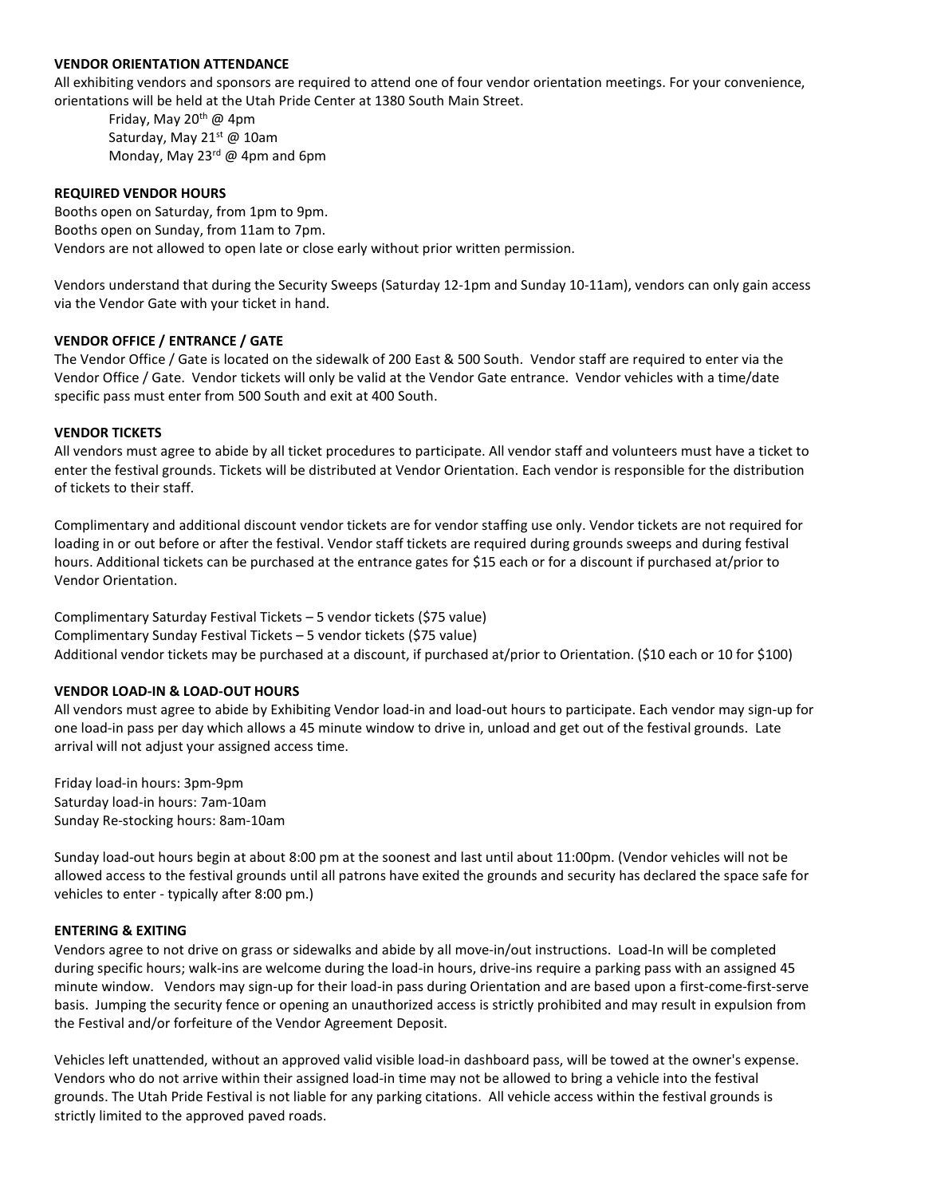**VENDOR ORIENTATION ATTENDANCE**

All exhibiting vendors and sponsors are required to attend one of four vendor orientation meetings. For your convenience, orientations will be held at the Utah Pride Center at 1380 South Main Street.

Friday, May 20th @ 4pm
Saturday, May 21st @ 10am
Monday, May 23rd @ 4pm and 6pm

**REQUIRED VENDOR HOURS**

Booths open on Saturday, from 1pm to 9pm.
Booths open on Sunday, from 11am to 7pm.
Vendors are not allowed to open late or close early without prior written permission.

Vendors understand that during the Security Sweeps (Saturday 12-1pm and Sunday 10-11am), vendors can only gain access via the Vendor Gate with your ticket in hand.

**VENDOR OFFICE / ENTRANCE / GATE**

The Vendor Office / Gate is located on the sidewalk of 200 East & 500 South. Vendor staff are required to enter via the Vendor Office / Gate. Vendor tickets will only be valid at the Vendor Gate entrance. Vendor vehicles with a time/date specific pass must enter from 500 South and exit at 400 South.

**VENDOR TICKETS**

All vendors must agree to abide by all ticket procedures to participate. All vendor staff and volunteers must have a ticket to enter the festival grounds. Tickets will be distributed at Vendor Orientation. Each vendor is responsible for the distribution of tickets to their staff.

Complimentary and additional discount vendor tickets are for vendor staffing use only. Vendor tickets are not required for loading in or out before or after the festival. Vendor staff tickets are required during grounds sweeps and during festival hours. Additional tickets can be purchased at the entrance gates for $15 each or for a discount if purchased at/prior to Vendor Orientation.

Complimentary Saturday Festival Tickets – 5 vendor tickets ($75 value)
Complimentary Sunday Festival Tickets – 5 vendor tickets ($75 value)
Additional vendor tickets may be purchased at a discount, if purchased at/prior to Orientation. ($10 each or 10 for $100)

**VENDOR LOAD-IN & LOAD-OUT HOURS**

All vendors must agree to abide by Exhibiting Vendor load-in and load-out hours to participate. Each vendor may sign-up for one load-in pass per day which allows a 45 minute window to drive in, unload and get out of the festival grounds. Late arrival will not adjust your assigned access time.

Friday load-in hours: 3pm-9pm
Saturday load-in hours: 7am-10am
Sunday Re-stocking hours: 8am-10am

Sunday load-out hours begin at about 8:00 pm at the soonest and last until about 11:00pm. (Vendor vehicles will not be allowed access to the festival grounds until all patrons have exited the grounds and security has declared the space safe for vehicles to enter - typically after 8:00 pm.)

**ENTERING & EXITING**

Vendors agree to not drive on grass or sidewalks and abide by all move-in/out instructions. Load-In will be completed during specific hours; walk-ins are welcome during the load-in hours, drive-ins require a parking pass with an assigned 45 minute window. Vendors may sign-up for their load-in pass during Orientation and are based upon a first-come-first-serve basis. Jumping the security fence or opening an unauthorized access is strictly prohibited and may result in expulsion from the Festival and/or forfeiture of the Vendor Agreement Deposit.

Vehicles left unattended, without an approved valid visible load-in dashboard pass, will be towed at the owner's expense. Vendors who do not arrive within their assigned load-in time may not be allowed to bring a vehicle into the festival grounds. The Utah Pride Festival is not liable for any parking citations. All vehicle access within the festival grounds is strictly limited to the approved paved roads.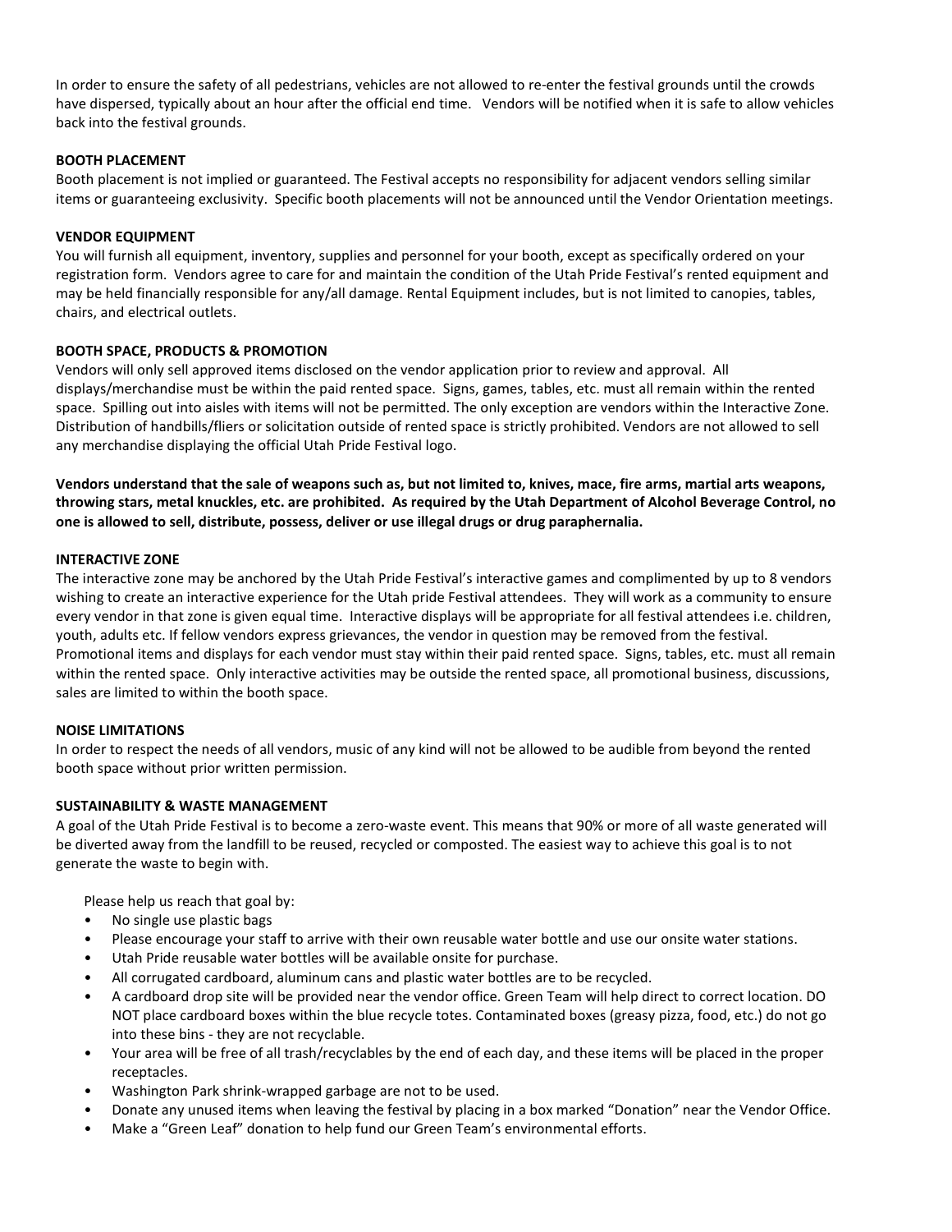In order to ensure the safety of all pedestrians, vehicles are not allowed to re-enter the festival grounds until the crowds have dispersed, typically about an hour after the official end time. Vendors will be notified when it is safe to allow vehicles back into the festival grounds.

**BOOTH PLACEMENT**

Booth placement is not implied or guaranteed. The Festival accepts no responsibility for adjacent vendors selling similar items or guaranteeing exclusivity. Specific booth placements will not be announced until the Vendor Orientation meetings.

**VENDOR EQUIPMENT**

You will furnish all equipment, inventory, supplies and personnel for your booth, except as specifically ordered on your registration form. Vendors agree to care for and maintain the condition of the Utah Pride Festival's rented equipment and may be held financially responsible for any/all damage. Rental Equipment includes, but is not limited to canopies, tables, chairs, and electrical outlets.

**BOOTH SPACE, PRODUCTS & PROMOTION**

Vendors will only sell approved items disclosed on the vendor application prior to review and approval. All displays/merchandise must be within the paid rented space. Signs, games, tables, etc. must all remain within the rented space. Spilling out into aisles with items will not be permitted. The only exception are vendors within the Interactive Zone. Distribution of handbills/fliers or solicitation outside of rented space is strictly prohibited. Vendors are not allowed to sell any merchandise displaying the official Utah Pride Festival logo.

**Vendors understand that the sale of weapons such as, but not limited to, knives, mace, fire arms, martial arts weapons, throwing stars, metal knuckles, etc. are prohibited. As required by the Utah Department of Alcohol Beverage Control, no one is allowed to sell, distribute, possess, deliver or use illegal drugs or drug paraphernalia.**

**INTERACTIVE ZONE**

The interactive zone may be anchored by the Utah Pride Festival's interactive games and complimented by up to 8 vendors wishing to create an interactive experience for the Utah pride Festival attendees. They will work as a community to ensure every vendor in that zone is given equal time. Interactive displays will be appropriate for all festival attendees i.e. children, youth, adults etc. If fellow vendors express grievances, the vendor in question may be removed from the festival. Promotional items and displays for each vendor must stay within their paid rented space. Signs, tables, etc. must all remain within the rented space. Only interactive activities may be outside the rented space, all promotional business, discussions, sales are limited to within the booth space.

**NOISE LIMITATIONS**

In order to respect the needs of all vendors, music of any kind will not be allowed to be audible from beyond the rented booth space without prior written permission.

**SUSTAINABILITY & WASTE MANAGEMENT**

A goal of the Utah Pride Festival is to become a zero-waste event. This means that 90% or more of all waste generated will be diverted away from the landfill to be reused, recycled or composted. The easiest way to achieve this goal is to not generate the waste to begin with.

Please help us reach that goal by:

- No single use plastic bags
- Please encourage your staff to arrive with their own reusable water bottle and use our onsite water stations.
- Utah Pride reusable water bottles will be available onsite for purchase.
- All corrugated cardboard, aluminum cans and plastic water bottles are to be recycled.
- A cardboard drop site will be provided near the vendor office. Green Team will help direct to correct location. DO NOT place cardboard boxes within the blue recycle totes. Contaminated boxes (greasy pizza, food, etc.) do not go into these bins - they are not recyclable.
- Your area will be free of all trash/recyclables by the end of each day, and these items will be placed in the proper receptacles.
- Washington Park shrink-wrapped garbage are not to be used.
- Donate any unused items when leaving the festival by placing in a box marked "Donation" near the Vendor Office.
- Make a "Green Leaf" donation to help fund our Green Team's environmental efforts.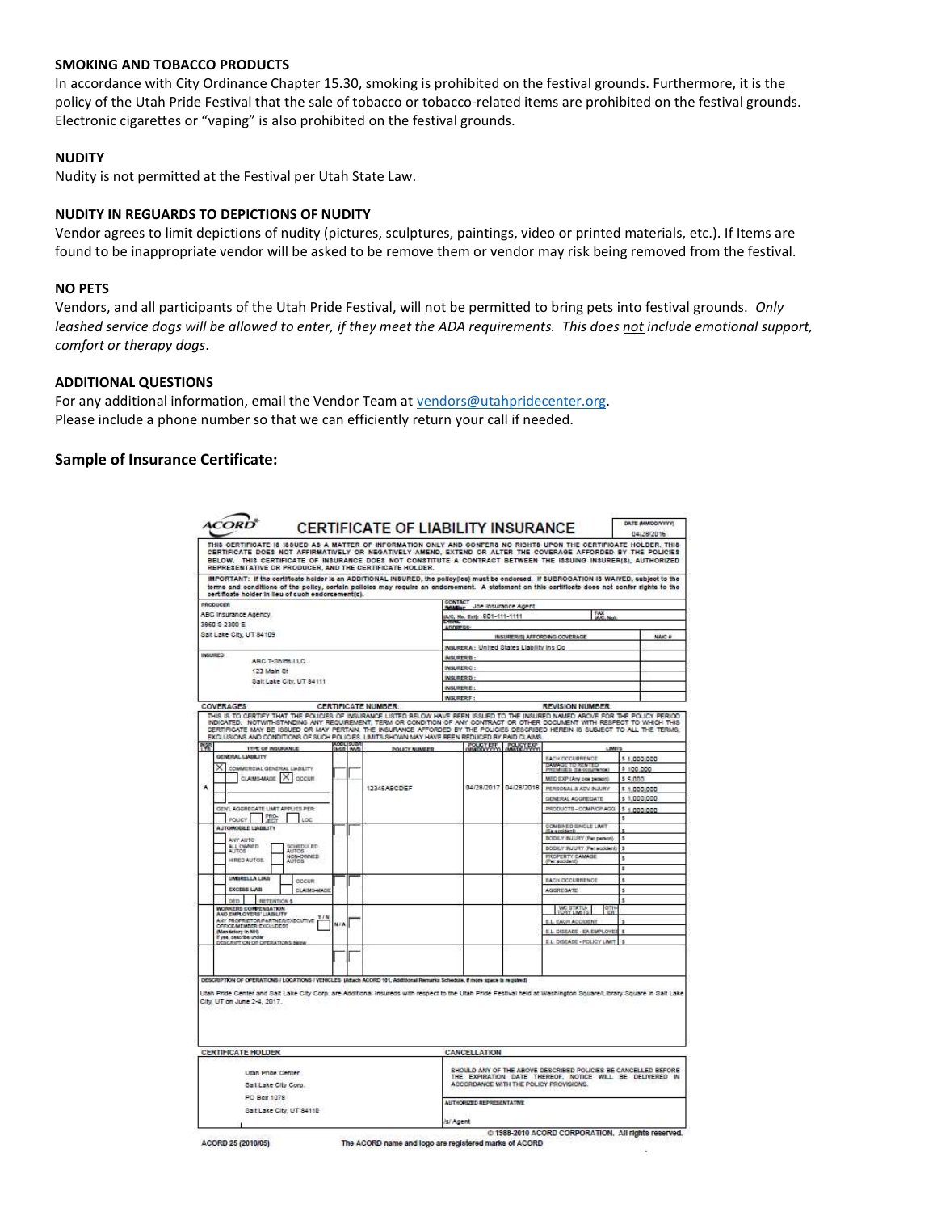#### SMOKING AND TOBACCO PRODUCTS

In accordance with City Ordinance Chapter 15.30, smoking is prohibited on the festival grounds. Furthermore, it is the policy of the Utah Pride Festival that the sale of tobacco or tobacco-related items are prohibited on the festival grounds. Electronic cigarettes or "vaping" is also prohibited on the festival grounds.

#### NUDITY

Nudity is not permitted at the Festival per Utah State Law.

#### NUDITY IN REGUARDS TO DEPICTIONS OF NUDITY

Vendor agrees to limit depictions of nudity (pictures, sculptures, paintings, video or printed materials, etc.). If Items are found to be inappropriate vendor will be asked to be remove them or vendor may risk being removed from the festival.

#### NO PETS

Vendors, and all participants of the Utah Pride Festival, will not be permitted to bring pets into festival grounds. *Only leashed service dogs will be allowed to enter, if they meet the ADA requirements. This does not include emotional support, comfort or therapy dogs*.

#### ADDITIONAL QUESTIONS

For any additional information, email the Vendor Team at vendors@utahpridecenter.org.
Please include a phone number so that we can efficiently return your call if needed.

### Sample of Insurance Certificate:

ACORD

**CERTIFICATE OF LIABILITY INSURANCE**

DATE (MM/DD/YYYY) 04/28/2016

THIS CERTIFICATE IS ISSUED AS A MATTER OF INFORMATION ONLY AND CONFERS NO RIGHTS UPON THE CERTIFICATE HOLDER. THIS CERTIFICATE DOES NOT AFFIRMATIVELY OR NEGATIVELY AMEND, EXTEND OR ALTER THE COVERAGE AFFORDED BY THE POLICIES BELOW. THIS CERTIFICATE OF INSURANCE DOES NOT CONSTITUTE A CONTRACT BETWEEN THE ISSUING INSURER(S), AUTHORIZED REPRESENTATIVE OR PRODUCER, AND THE CERTIFICATE HOLDER.

IMPORTANT: If the certificate holder is an ADDITIONAL INSURED, the policy(ies) must be endorsed. If SUBROGATION IS WAIVED, subject to the terms and conditions of the policy, certain policies may require an endorsement. A statement on this certificate does not confer rights to the certificate holder in lieu of such endorsement(s).

| | |
|---|---|
| PRODUCER<br>ABC Insurance Agency<br>3860 S 2300 E<br>Salt Lake City, UT 84109 | CONTACT NAME: Joe Insurance Agent<br>PHONE (A/C, No, Ext): 801-111-1111 FAX (A/C, No):<br>E-MAIL ADDRESS: |
| | INSURER(S) AFFORDING COVERAGE — NAIC # |
| | INSURER A : United States Liability Ins Co |
| INSURED<br>ABC T-Shirts LLC<br>123 Main St<br>Salt Lake City, UT 84111 | INSURER B : |
| | INSURER C : |
| | INSURER D : |
| | INSURER E : |
| | INSURER F : |

COVERAGES CERTIFICATE NUMBER: REVISION NUMBER:

THIS IS TO CERTIFY THAT THE POLICIES OF INSURANCE LISTED BELOW HAVE BEEN ISSUED TO THE INSURED NAMED ABOVE FOR THE POLICY PERIOD INDICATED. NOTWITHSTANDING ANY REQUIREMENT, TERM OR CONDITION OF ANY CONTRACT OR OTHER DOCUMENT WITH RESPECT TO WHICH THIS CERTIFICATE MAY BE ISSUED OR MAY PERTAIN, THE INSURANCE AFFORDED BY THE POLICIES DESCRIBED HEREIN IS SUBJECT TO ALL THE TERMS, EXCLUSIONS AND CONDITIONS OF SUCH POLICIES. LIMITS SHOWN MAY HAVE BEEN REDUCED BY PAID CLAIMS.

| INSR LTR | TYPE OF INSURANCE | ADDL INSR | SUBR WVD | POLICY NUMBER | POLICY EFF (MM/DD/YYYY) | POLICY EXP (MM/DD/YYYY) | LIMITS | |
|---|---|---|---|---|---|---|---|---|
| A | GENERAL LIABILITY<br>X COMMERCIAL GENERAL LIABILITY<br>CLAIMS-MADE X OCCUR<br>GEN'L AGGREGATE LIMIT APPLIES PER: POLICY / PRO-JECT / LOC | | | 12345ABCDEF | 04/28/2017 | 04/28/2018 | EACH OCCURRENCE | $ 1,000,000 |
| | | | | | | | DAMAGE TO RENTED PREMISES (Ea occurrence) | $ 100,000 |
| | | | | | | | MED EXP (Any one person) | $ 5,000 |
| | | | | | | | PERSONAL & ADV INJURY | $ 1,000,000 |
| | | | | | | | GENERAL AGGREGATE | $ 1,000,000 |
| | | | | | | | PRODUCTS - COMP/OP AGG | $ 1,000,000 |
| | | | | | | | | $ |
| | AUTOMOBILE LIABILITY<br>ANY AUTO<br>ALL OWNED AUTOS / SCHEDULED AUTOS<br>HIRED AUTOS / NON-OWNED AUTOS | | | | | | COMBINED SINGLE LIMIT (Ea accident) | $ |
| | | | | | | | BODILY INJURY (Per person) | $ |
| | | | | | | | BODILY INJURY (Per accident) | $ |
| | | | | | | | PROPERTY DAMAGE (Per accident) | $ |
| | | | | | | | | $ |
| | UMBRELLA LIAB / OCCUR<br>EXCESS LIAB / CLAIMS-MADE<br>DED / RETENTION $ | | | | | | EACH OCCURRENCE | $ |
| | | | | | | | AGGREGATE | $ |
| | | | | | | | | $ |
| | WORKERS COMPENSATION AND EMPLOYERS' LIABILITY<br>ANY PROPRIETOR/PARTNER/EXECUTIVE OFFICER/MEMBER EXCLUDED? (Mandatory in NH) Y/N<br>If yes, describe under DESCRIPTION OF OPERATIONS below | N/A | | | | | WC STATU-TORY LIMITS / OTH-ER | |
| | | | | | | | E.L. EACH ACCIDENT | $ |
| | | | | | | | E.L. DISEASE - EA EMPLOYEE | $ |
| | | | | | | | E.L. DISEASE - POLICY LIMIT | $ |

DESCRIPTION OF OPERATIONS / LOCATIONS / VEHICLES (Attach ACORD 101, Additional Remarks Schedule, if more space is required)

Utah Pride Center and Salt Lake City Corp. are Additional Insureds with respect to the Utah Pride Festival held at Washington Square/Library Square in Salt Lake City, UT on June 2-4, 2017.

| CERTIFICATE HOLDER | CANCELLATION |
|---|---|
| Utah Pride Center<br>Salt Lake City Corp.<br>PO Box 1078<br>Salt Lake City, UT 84110 | SHOULD ANY OF THE ABOVE DESCRIBED POLICIES BE CANCELLED BEFORE THE EXPIRATION DATE THEREOF, NOTICE WILL BE DELIVERED IN ACCORDANCE WITH THE POLICY PROVISIONS.<br><br>AUTHORIZED REPRESENTATIVE<br>/s/ Agent |

© 1988-2010 ACORD CORPORATION. All rights reserved.

ACORD 25 (2010/05) The ACORD name and logo are registered marks of ACORD